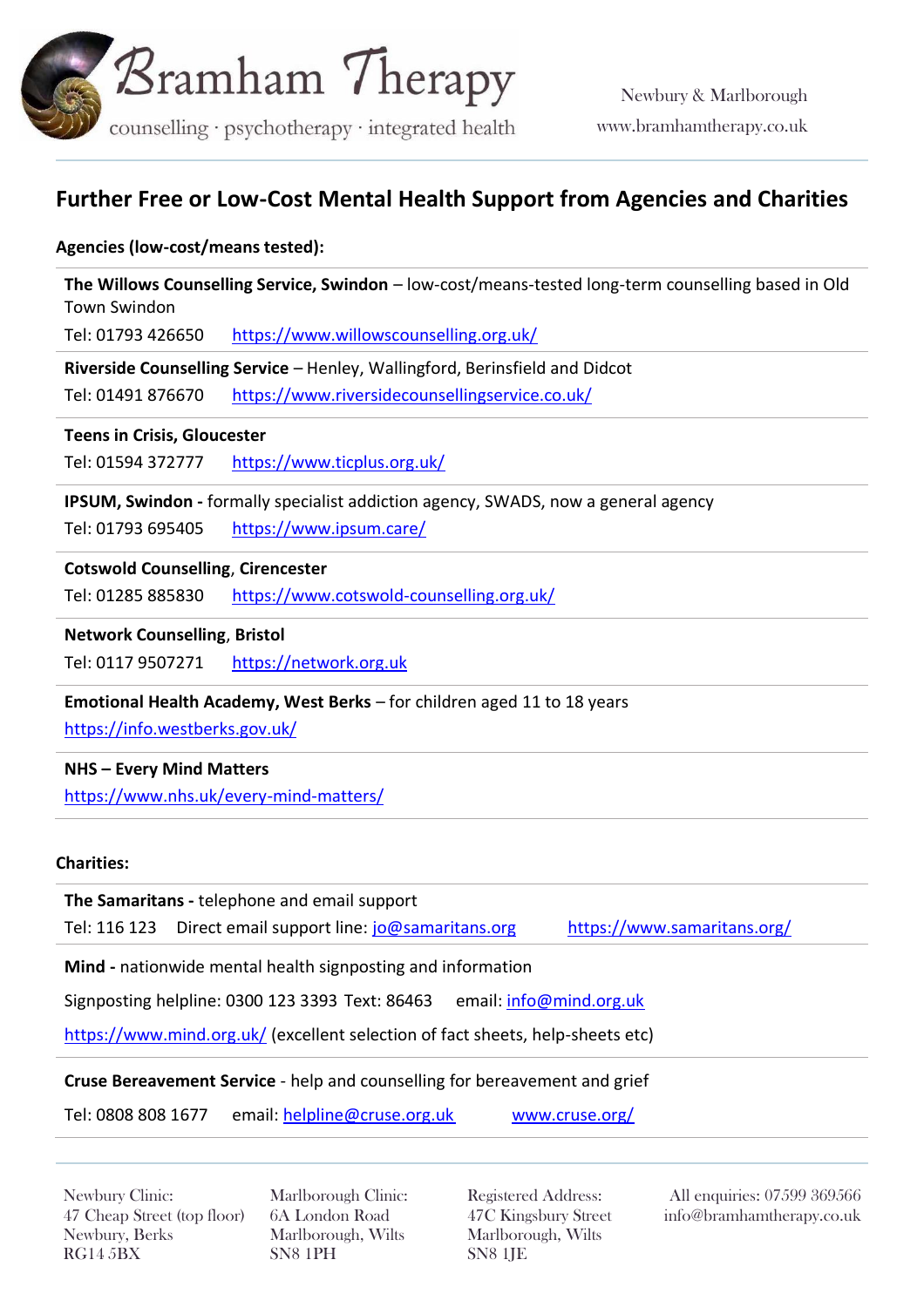# Bramham Therapy

counselling · psychotherapy · integrated health

Newbury & Marlborough
www.bramhamtherapy.co.uk

## Further Free or Low-Cost Mental Health Support from Agencies and Charities

### Agencies (low-cost/means tested):

**The Willows Counselling Service, Swindon** – low-cost/means-tested long-term counselling based in Old Town Swindon

Tel: 01793 426650 https://www.willowscounselling.org.uk/

**Riverside Counselling Service** – Henley, Wallingford, Berinsfield and Didcot

Tel: 01491 876670 https://www.riversidecounsellingservice.co.uk/

**Teens in Crisis, Gloucester**

Tel: 01594 372777 https://www.ticplus.org.uk/

**IPSUM, Swindon -** formally specialist addiction agency, SWADS, now a general agency

Tel: 01793 695405 https://www.ipsum.care/

**Cotswold Counselling**, **Cirencester**

Tel: 01285 885830 https://www.cotswold-counselling.org.uk/

**Network Counselling**, **Bristol**

Tel: 0117 9507271 https://network.org.uk

**Emotional Health Academy, West Berks** – for children aged 11 to 18 years

https://info.westberks.gov.uk/

**NHS – Every Mind Matters**

https://www.nhs.uk/every-mind-matters/

### Charities:

**The Samaritans -** telephone and email support

Tel: 116 123 Direct email support line: jo@samaritans.org https://www.samaritans.org/

**Mind -** nationwide mental health signposting and information

Signposting helpline: 0300 123 3393 Text: 86463 email: info@mind.org.uk

https://www.mind.org.uk/ (excellent selection of fact sheets, help-sheets etc)

**Cruse Bereavement Service** - help and counselling for bereavement and grief

Tel: 0808 808 1677 email: helpline@cruse.org.uk www.cruse.org/

Newbury Clinic:
47 Cheap Street (top floor)
Newbury, Berks
RG14 5BX

Marlborough Clinic:
6A London Road
Marlborough, Wilts
SN8 1PH

Registered Address:
47C Kingsbury Street
Marlborough, Wilts
SN8 1JE

All enquiries: 07599 369566
info@bramhamtherapy.co.uk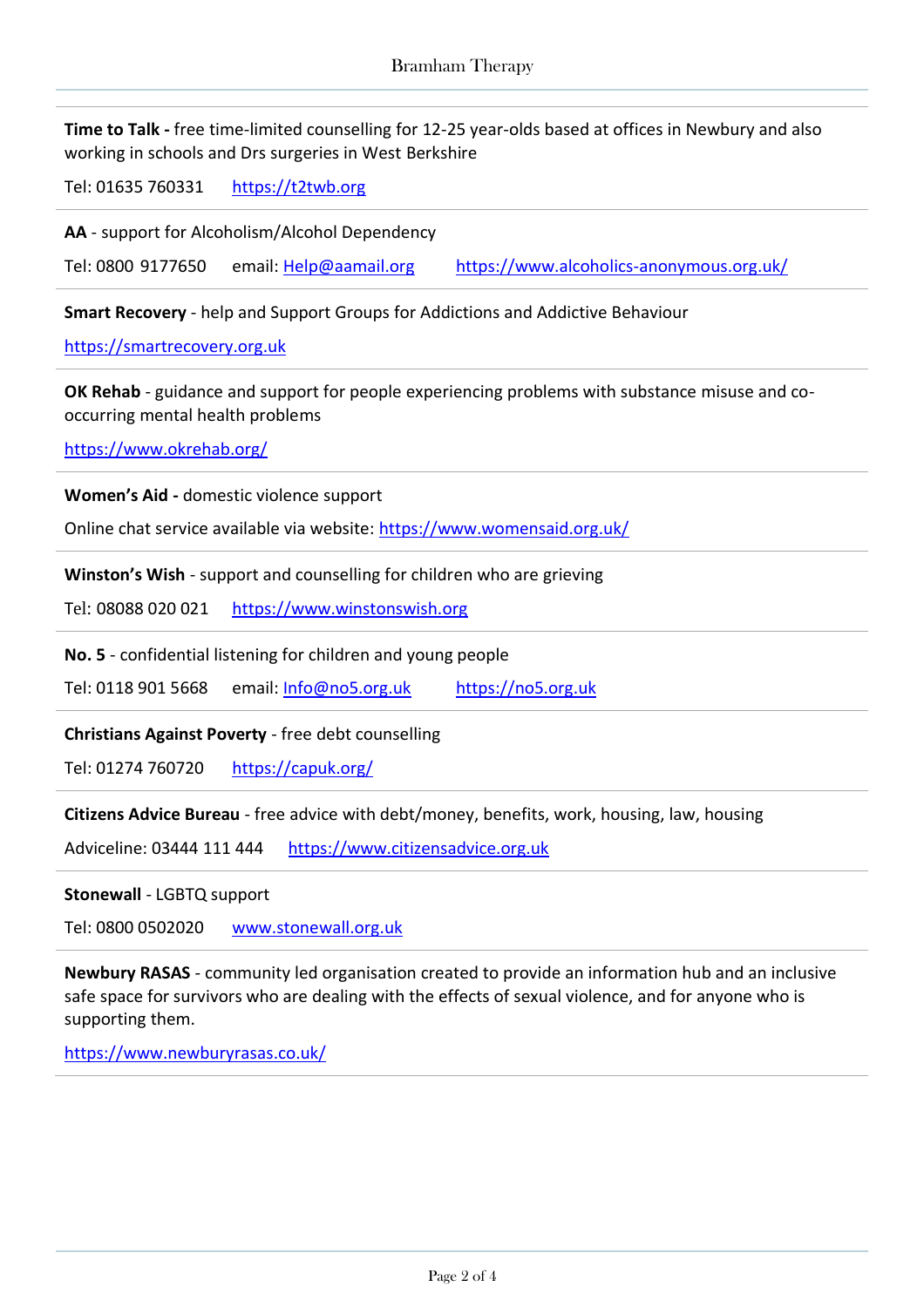**Time to Talk -** free time-limited counselling for 12-25 year-olds based at offices in Newbury and also working in schools and Drs surgeries in West Berkshire

Tel: 01635 760331 https://t2twb.org

---

**AA** - support for Alcoholism/Alcohol Dependency

Tel: 0800 9177650 email: Help@aamail.org https://www.alcoholics-anonymous.org.uk/

---

**Smart Recovery** - help and Support Groups for Addictions and Addictive Behaviour

https://smartrecovery.org.uk

---

**OK Rehab** - guidance and support for people experiencing problems with substance misuse and co-occurring mental health problems

https://www.okrehab.org/

---

**Women's Aid -** domestic violence support

Online chat service available via website: https://www.womensaid.org.uk/

---

**Winston's Wish** - support and counselling for children who are grieving

Tel: 08088 020 021 https://www.winstonswish.org

---

**No. 5** - confidential listening for children and young people

Tel: 0118 901 5668 email: Info@no5.org.uk https://no5.org.uk

---

**Christians Against Poverty** - free debt counselling

Tel: 01274 760720 https://capuk.org/

---

**Citizens Advice Bureau** - free advice with debt/money, benefits, work, housing, law, housing

Adviceline: 03444 111 444 https://www.citizensadvice.org.uk

---

**Stonewall** - LGBTQ support

Tel: 0800 0502020 www.stonewall.org.uk

---

**Newbury RASAS** - community led organisation created to provide an information hub and an inclusive safe space for survivors who are dealing with the effects of sexual violence, and for anyone who is supporting them.

https://www.newburyrasas.co.uk/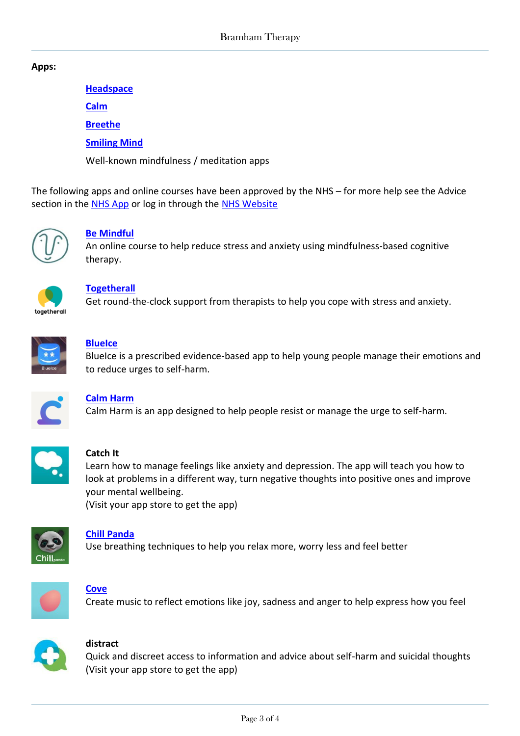**Apps:**

**Headspace**

**Calm**

**Breethe**

**Smiling Mind**

Well-known mindfulness / meditation apps

The following apps and online courses have been approved by the NHS – for more help see the Advice section in the NHS App or log in through the NHS Website

**Be Mindful**
An online course to help reduce stress and anxiety using mindfulness-based cognitive therapy.

**Togetherall**
Get round-the-clock support from therapists to help you cope with stress and anxiety.

**BlueIce**
BlueIce is a prescribed evidence-based app to help young people manage their emotions and to reduce urges to self-harm.

**Calm Harm**
Calm Harm is an app designed to help people resist or manage the urge to self-harm.

**Catch It**
Learn how to manage feelings like anxiety and depression. The app will teach you how to look at problems in a different way, turn negative thoughts into positive ones and improve your mental wellbeing.
(Visit your app store to get the app)

**Chill Panda**
Use breathing techniques to help you relax more, worry less and feel better

**Cove**
Create music to reflect emotions like joy, sadness and anger to help express how you feel

**distract**
Quick and discreet access to information and advice about self-harm and suicidal thoughts
(Visit your app store to get the app)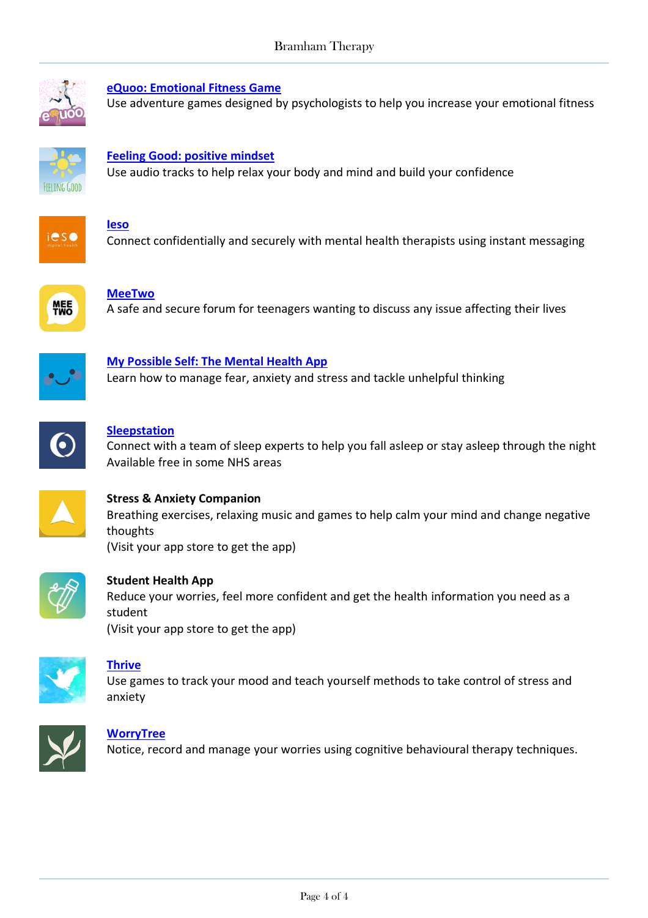**eQuoo: Emotional Fitness Game**
Use adventure games designed by psychologists to help you increase your emotional fitness

**Feeling Good: positive mindset**
Use audio tracks to help relax your body and mind and build your confidence

**Ieso**
Connect confidentially and securely with mental health therapists using instant messaging

**MeeTwo**
A safe and secure forum for teenagers wanting to discuss any issue affecting their lives

**My Possible Self: The Mental Health App**
Learn how to manage fear, anxiety and stress and tackle unhelpful thinking

**Sleepstation**
Connect with a team of sleep experts to help you fall asleep or stay asleep through the night
Available free in some NHS areas

**Stress & Anxiety Companion**
Breathing exercises, relaxing music and games to help calm your mind and change negative thoughts
(Visit your app store to get the app)

**Student Health App**
Reduce your worries, feel more confident and get the health information you need as a student
(Visit your app store to get the app)

**Thrive**
Use games to track your mood and teach yourself methods to take control of stress and anxiety

**WorryTree**
Notice, record and manage your worries using cognitive behavioural therapy techniques.